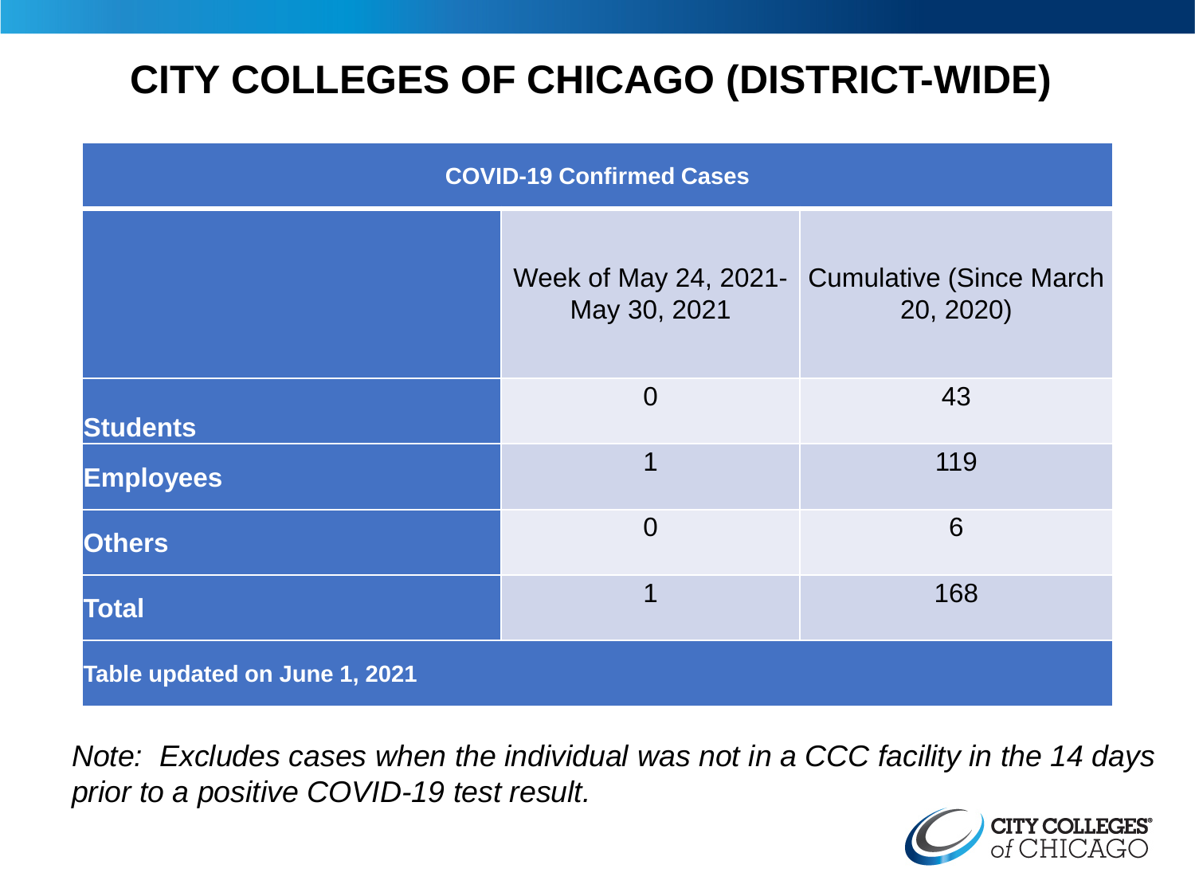# CITY COLLEGES OF CHICAGO (DISTRICT-WIDE)

| COVID-19 Confirmed Cases | | |
|---|---|---|
| | Week of May 24, 2021-May 30, 2021 | Cumulative (Since March 20, 2020) |
| **Students** | 0 | 43 |
| **Employees** | 1 | 119 |
| **Others** | 0 | 6 |
| **Total** | 1 | 168 |
| **Table updated on June 1, 2021** | | |

*Note: Excludes cases when the individual was not in a CCC facility in the 14 days prior to a positive COVID-19 test result.*

CITY COLLEGES of CHICAGO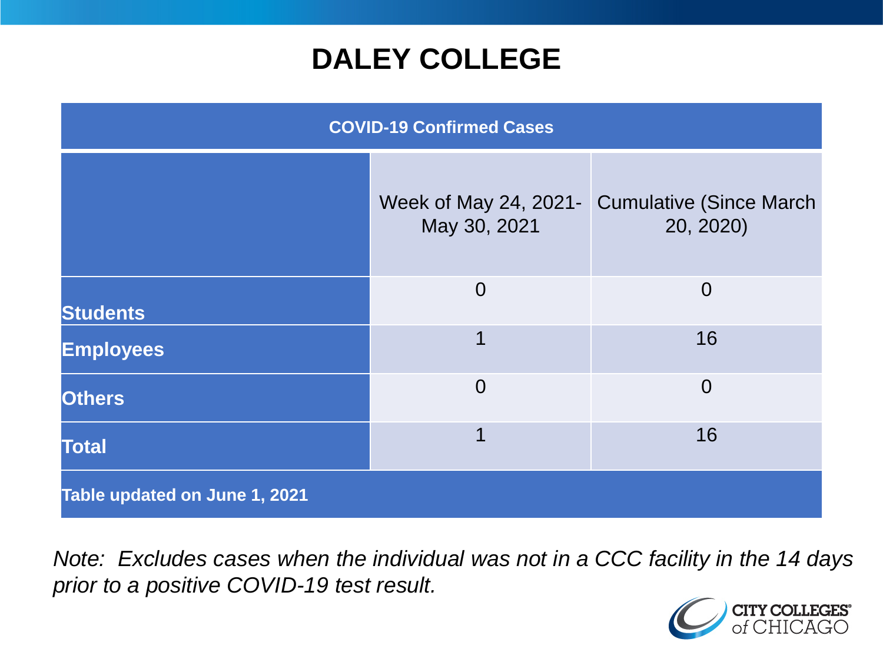# DALEY COLLEGE

| COVID-19 Confirmed Cases | | |
|---|---|---|
| | Week of May 24, 2021- May 30, 2021 | Cumulative (Since March 20, 2020) |
| **Students** | 0 | 0 |
| **Employees** | 1 | 16 |
| **Others** | 0 | 0 |
| **Total** | 1 | 16 |
| **Table updated on June 1, 2021** | | |

*Note: Excludes cases when the individual was not in a CCC facility in the 14 days prior to a positive COVID-19 test result.*

CITY COLLEGES of CHICAGO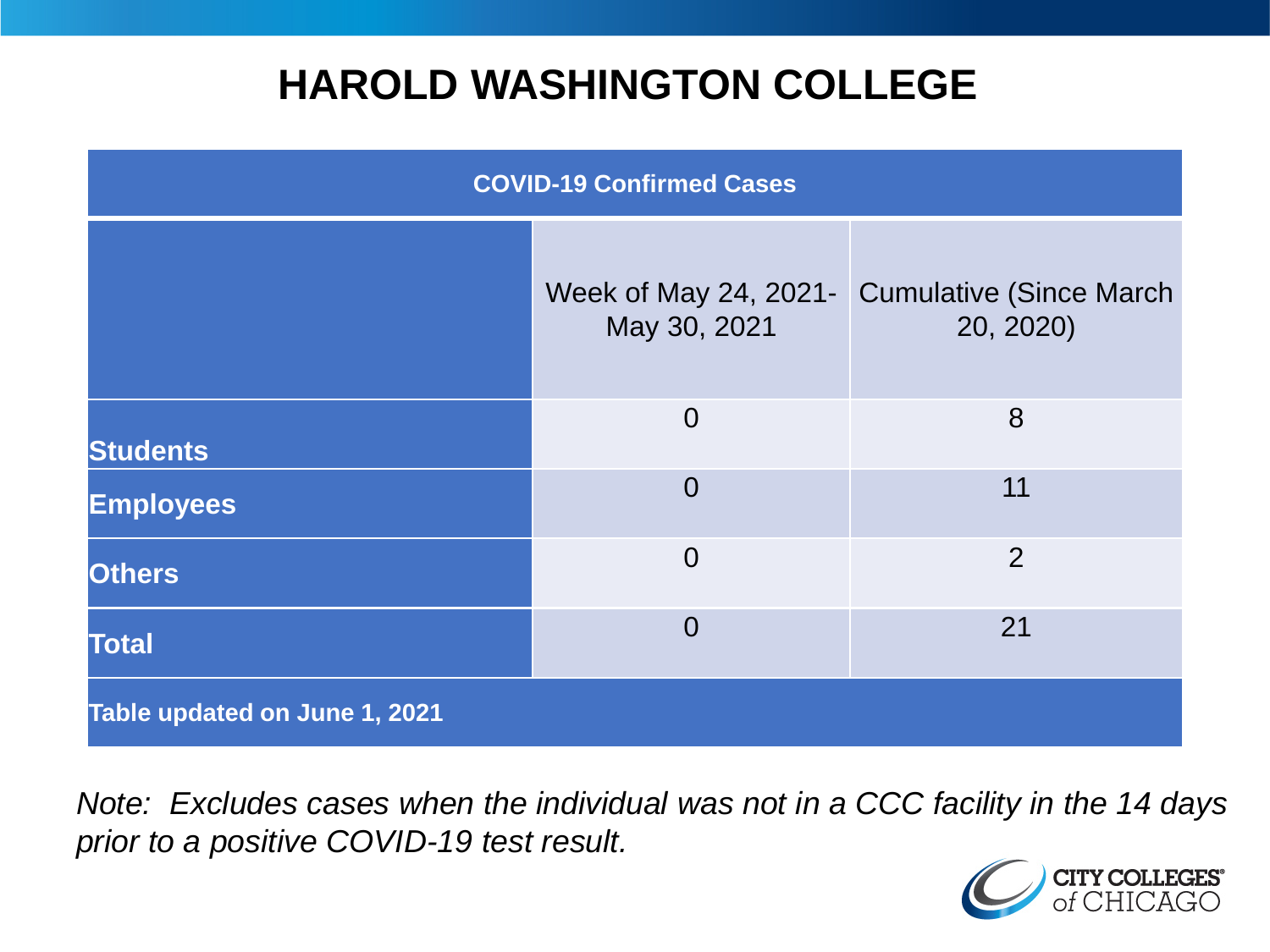# HAROLD WASHINGTON COLLEGE

| COVID-19 Confirmed Cases | | |
|---|---|---|
| | Week of May 24, 2021- May 30, 2021 | Cumulative (Since March 20, 2020) |
| **Students** | 0 | 8 |
| **Employees** | 0 | 11 |
| **Others** | 0 | 2 |
| **Total** | 0 | 21 |
| **Table updated on June 1, 2021** | | |

*Note: Excludes cases when the individual was not in a CCC facility in the 14 days prior to a positive COVID-19 test result.*

CITY COLLEGES of CHICAGO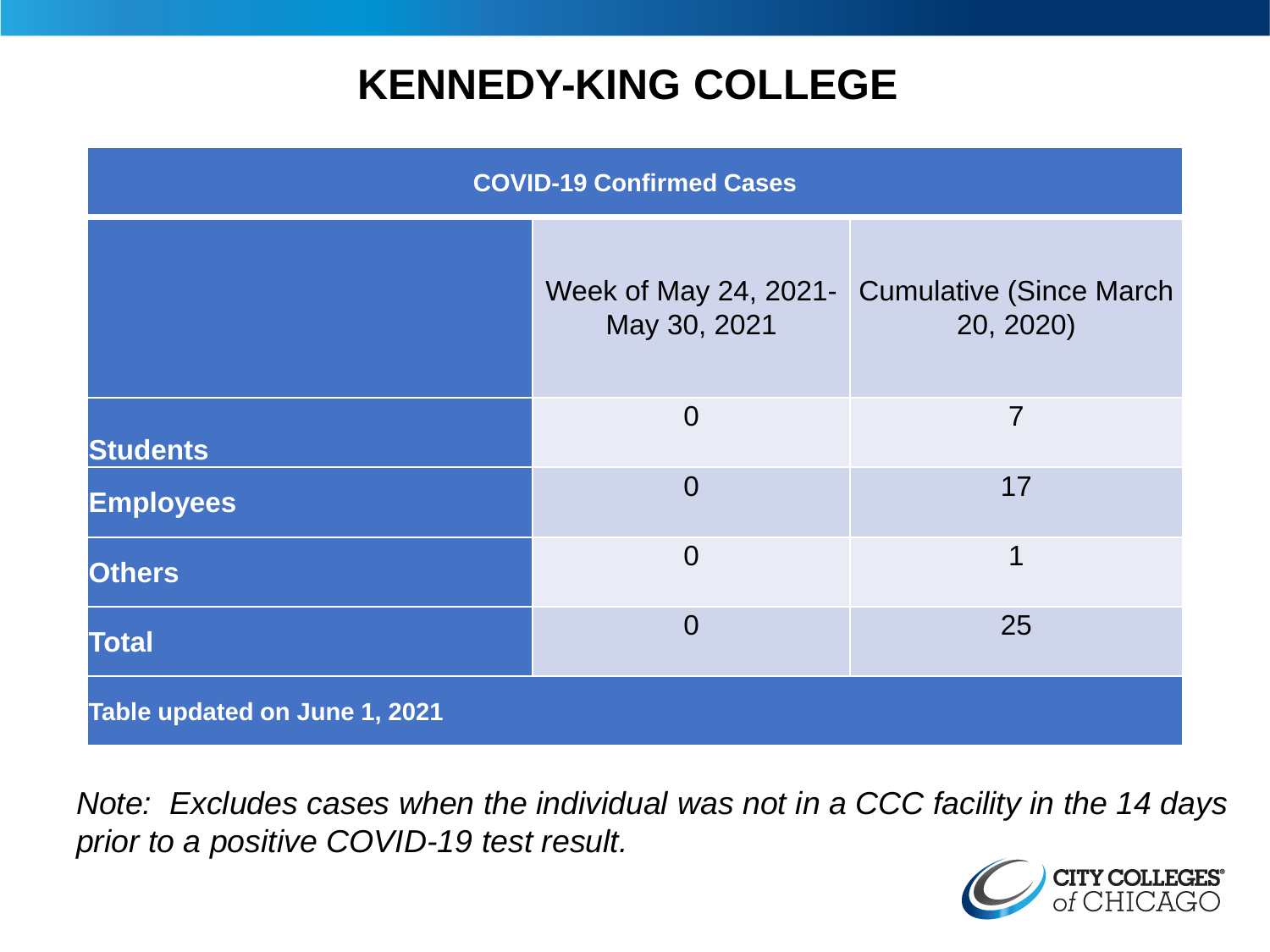# KENNEDY-KING COLLEGE

| COVID-19 Confirmed Cases | | |
|---|---|---|
| | Week of May 24, 2021- May 30, 2021 | Cumulative (Since March 20, 2020) |
| **Students** | 0 | 7 |
| **Employees** | 0 | 17 |
| **Others** | 0 | 1 |
| **Total** | 0 | 25 |
| **Table updated on June 1, 2021** | | |

*Note: Excludes cases when the individual was not in a CCC facility in the 14 days prior to a positive COVID-19 test result.*

CITY COLLEGES of CHICAGO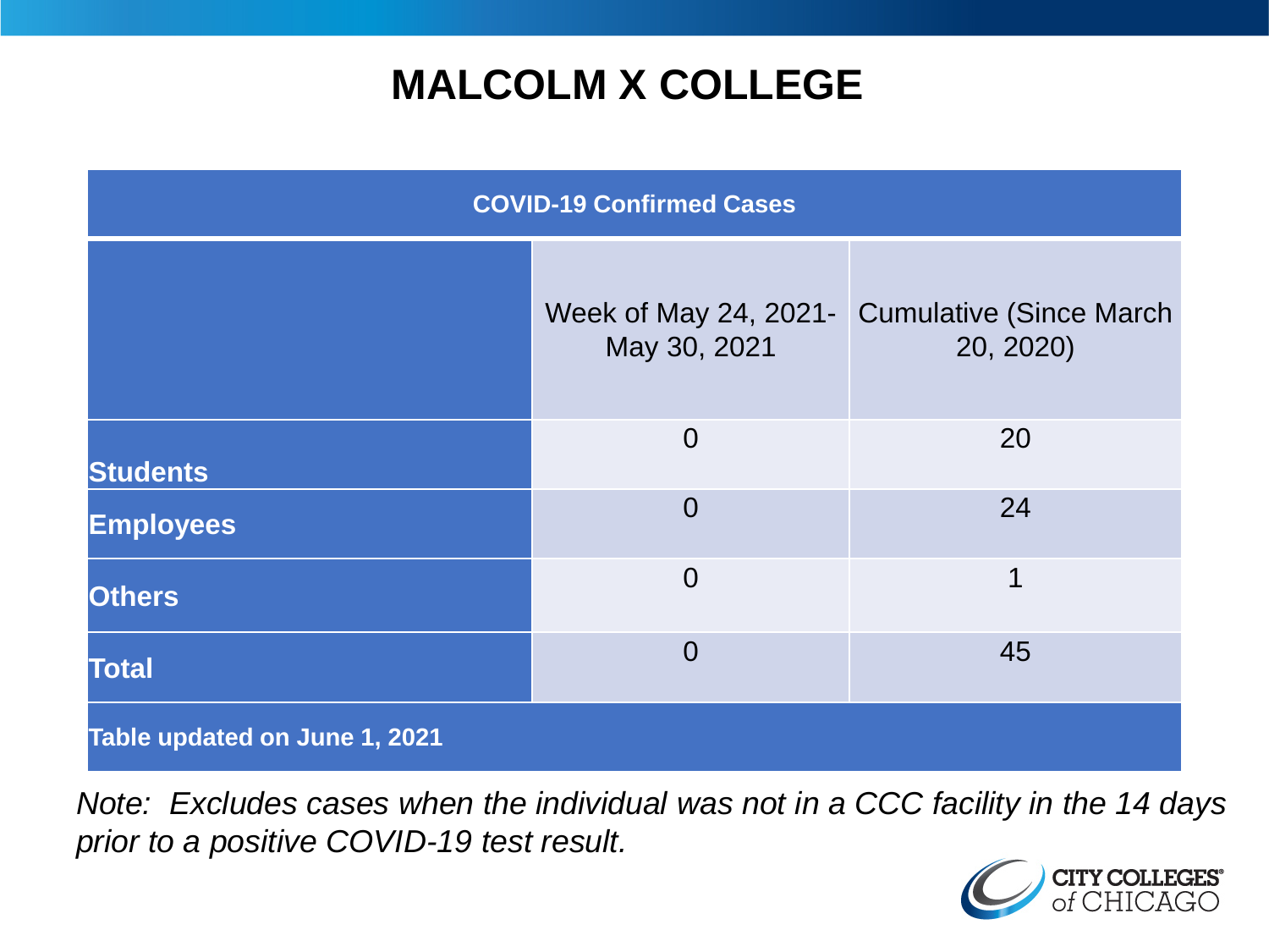# MALCOLM X COLLEGE

| COVID-19 Confirmed Cases | | |
|---|---|---|
| | Week of May 24, 2021- May 30, 2021 | Cumulative (Since March 20, 2020) |
| **Students** | 0 | 20 |
| **Employees** | 0 | 24 |
| **Others** | 0 | 1 |
| **Total** | 0 | 45 |

**Table updated on June 1, 2021**

*Note: Excludes cases when the individual was not in a CCC facility in the 14 days prior to a positive COVID-19 test result.*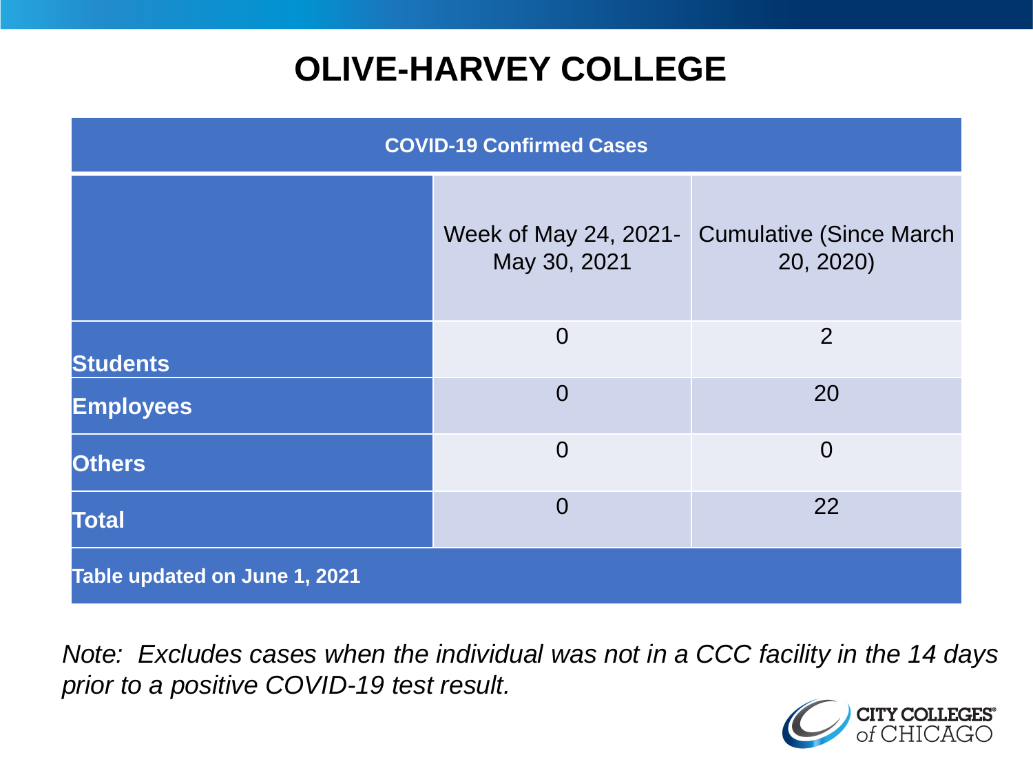# OLIVE-HARVEY COLLEGE

| COVID-19 Confirmed Cases | | |
|---|---|---|
| | Week of May 24, 2021- May 30, 2021 | Cumulative (Since March 20, 2020) |
| **Students** | 0 | 2 |
| **Employees** | 0 | 20 |
| **Others** | 0 | 0 |
| **Total** | 0 | 22 |
| **Table updated on June 1, 2021** | | |

*Note: Excludes cases when the individual was not in a CCC facility in the 14 days prior to a positive COVID-19 test result.*

CITY COLLEGES of CHICAGO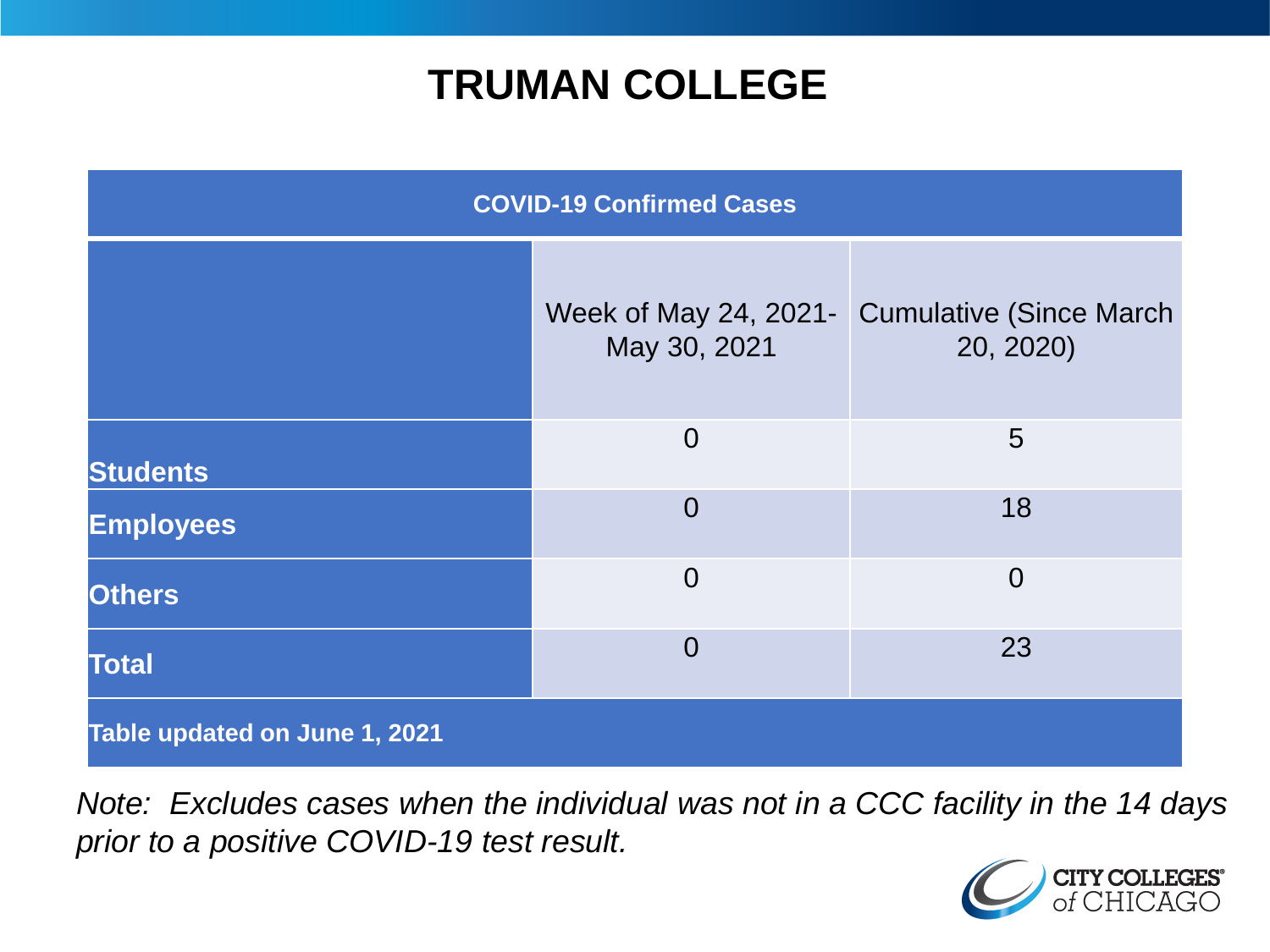# TRUMAN COLLEGE

| COVID-19 Confirmed Cases | | |
|---|---|---|
| | Week of May 24, 2021-May 30, 2021 | Cumulative (Since March 20, 2020) |
| **Students** | 0 | 5 |
| **Employees** | 0 | 18 |
| **Others** | 0 | 0 |
| **Total** | 0 | 23 |
| **Table updated on June 1, 2021** | | |

*Note: Excludes cases when the individual was not in a CCC facility in the 14 days prior to a positive COVID-19 test result.*

CITY COLLEGES of CHICAGO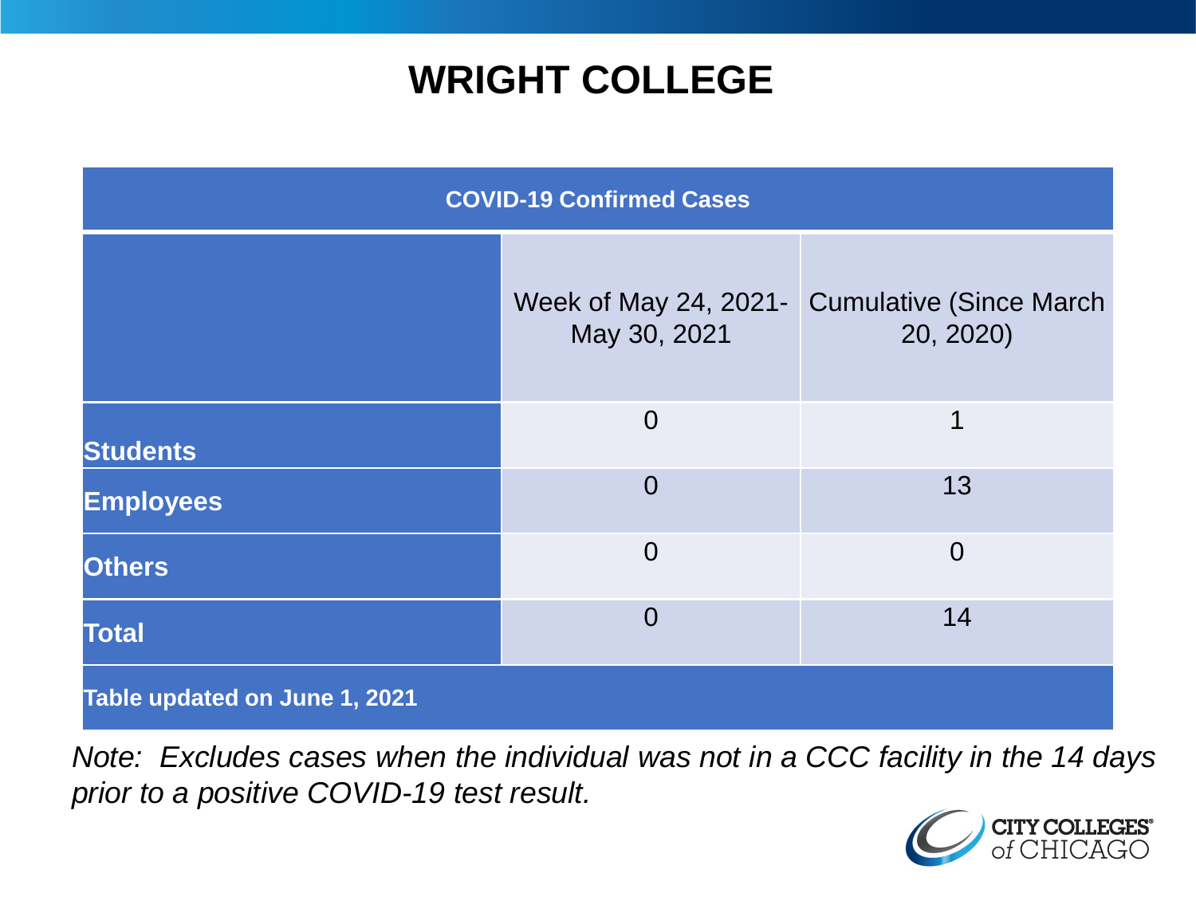# WRIGHT COLLEGE

| COVID-19 Confirmed Cases | | |
|---|---|---|
| | Week of May 24, 2021- May 30, 2021 | Cumulative (Since March 20, 2020) |
| **Students** | 0 | 1 |
| **Employees** | 0 | 13 |
| **Others** | 0 | 0 |
| **Total** | 0 | 14 |
| **Table updated on June 1, 2021** | | |

*Note: Excludes cases when the individual was not in a CCC facility in the 14 days prior to a positive COVID-19 test result.*

CITY COLLEGES of CHICAGO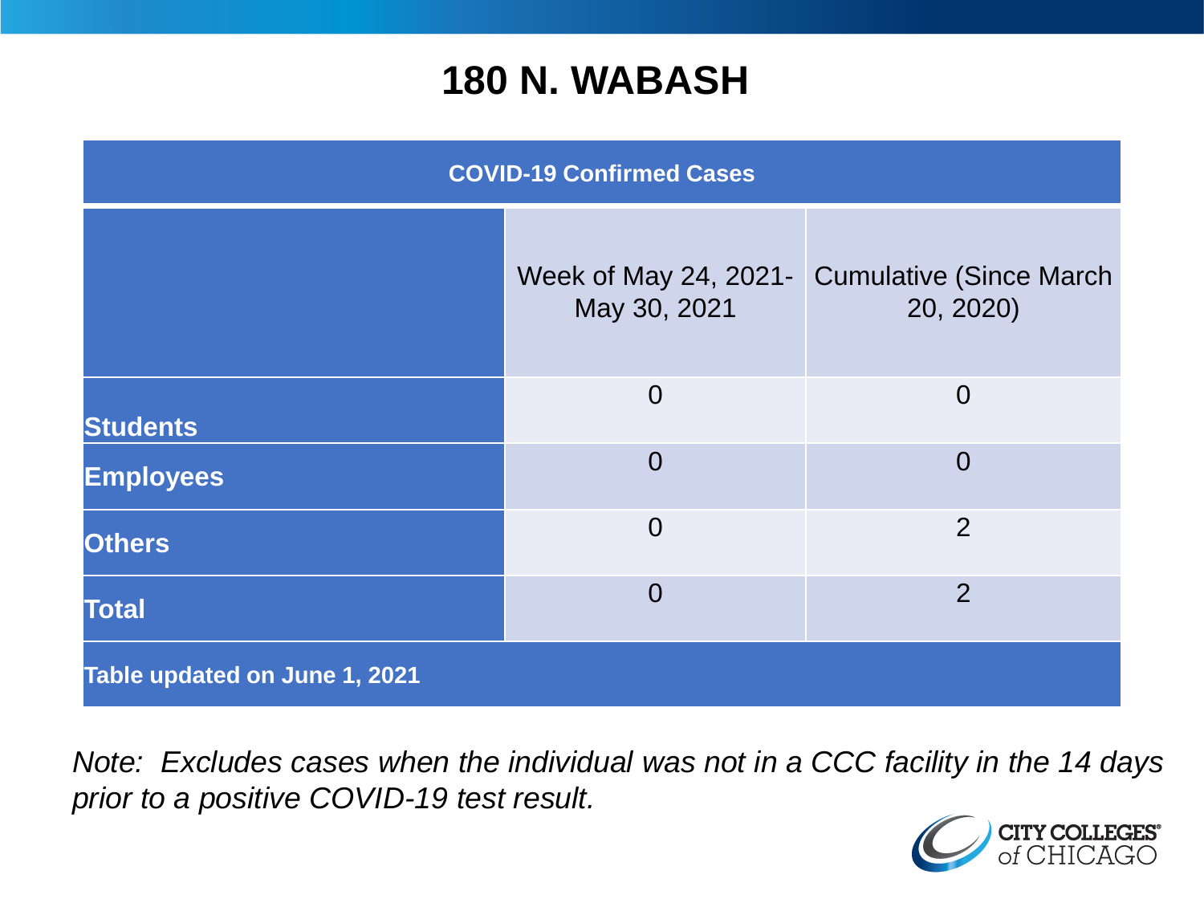# 180 N. WABASH

| COVID-19 Confirmed Cases | | |
|---|---|---|
| | Week of May 24, 2021-May 30, 2021 | Cumulative (Since March 20, 2020) |
| **Students** | 0 | 0 |
| **Employees** | 0 | 0 |
| **Others** | 0 | 2 |
| **Total** | 0 | 2 |
| **Table updated on June 1, 2021** | | |

*Note: Excludes cases when the individual was not in a CCC facility in the 14 days prior to a positive COVID-19 test result.*

CITY COLLEGES of CHICAGO